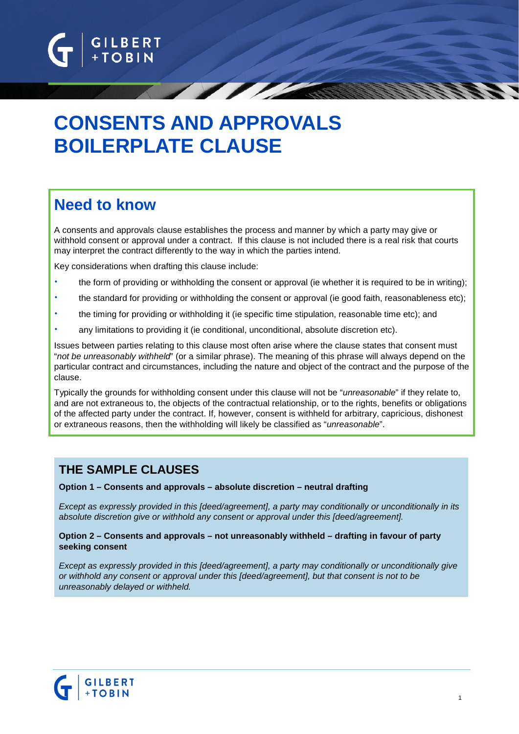# CONSENTS AND APPROVALS BOILERPLATE CLAUSE

## Need to know

A consents and approvals clause establishes the process and manner by which a party may give or withhold consent or approval under a contract. If this clause is not included there is a real risk that courts may interpret the contract differently to the way in which the parties intend.

Key considerations when drafting this clause include:

- the form of providing or withholding the consent or approval (ie whether it is required to be in writing);
- the standard for providing or withholding the consent or approval (ie good faith, reasonableness etc);
- the timing for providing or withholding it (ie specific time stipulation, reasonable time etc); and
- any limitations to providing it (ie conditional, unconditional, absolute discretion etc).

Issues between parties relating to this clause most often arise where the clause states that consent must "*not be unreasonably withheld*" (or a similar phrase). The meaning of this phrase will always depend on the particular contract and circumstances, including the nature and object of the contract and the purpose of the clause.

Typically the grounds for withholding consent under this clause will not be "*unreasonable*" if they relate to, and are not extraneous to, the objects of the contractual relationship, or to the rights, benefits or obligations of the affected party under the contract. If, however, consent is withheld for arbitrary, capricious, dishonest or extraneous reasons, then the withholding will likely be classified as "*unreasonable*".

## THE SAMPLE CLAUSES

**Option 1 – Consents and approvals – absolute discretion – neutral drafting**

*Except as expressly provided in this [deed/agreement], a party may conditionally or unconditionally in its absolute discretion give or withhold any consent or approval under this [deed/agreement].*

**Option 2 – Consents and approvals – not unreasonably withheld – drafting in favour of party seeking consent**

*Except as expressly provided in this [deed/agreement], a party may conditionally or unconditionally give or withhold any consent or approval under this [deed/agreement], but that consent is not to be unreasonably delayed or withheld.*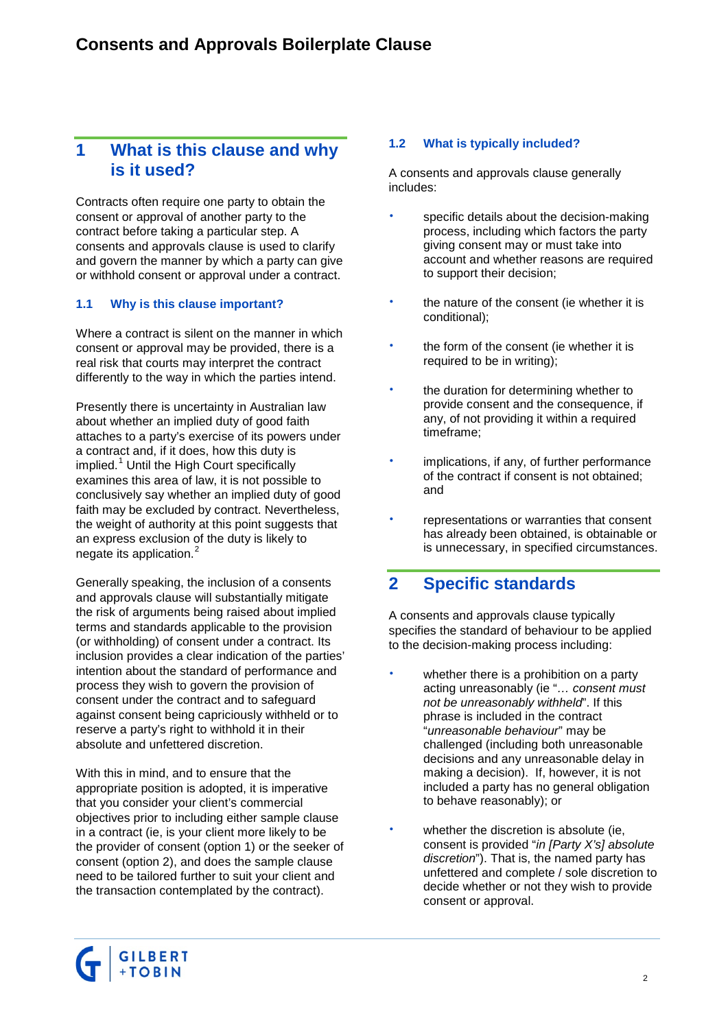# Consents and Approvals Boilerplate Clause

## 1 What is this clause and why is it used?

Contracts often require one party to obtain the consent or approval of another party to the contract before taking a particular step. A consents and approvals clause is used to clarify and govern the manner by which a party can give or withhold consent or approval under a contract.

### 1.1 Why is this clause important?

Where a contract is silent on the manner in which consent or approval may be provided, there is a real risk that courts may interpret the contract differently to the way in which the parties intend.

Presently there is uncertainty in Australian law about whether an implied duty of good faith attaches to a party's exercise of its powers under a contract and, if it does, how this duty is implied.[1] Until the High Court specifically examines this area of law, it is not possible to conclusively say whether an implied duty of good faith may be excluded by contract. Nevertheless, the weight of authority at this point suggests that an express exclusion of the duty is likely to negate its application.[2]

Generally speaking, the inclusion of a consents and approvals clause will substantially mitigate the risk of arguments being raised about implied terms and standards applicable to the provision (or withholding) of consent under a contract. Its inclusion provides a clear indication of the parties' intention about the standard of performance and process they wish to govern the provision of consent under the contract and to safeguard against consent being capriciously withheld or to reserve a party's right to withhold it in their absolute and unfettered discretion.

With this in mind, and to ensure that the appropriate position is adopted, it is imperative that you consider your client's commercial objectives prior to including either sample clause in a contract (ie, is your client more likely to be the provider of consent (option 1) or the seeker of consent (option 2), and does the sample clause need to be tailored further to suit your client and the transaction contemplated by the contract).

### 1.2 What is typically included?

A consents and approvals clause generally includes:

- specific details about the decision-making process, including which factors the party giving consent may or must take into account and whether reasons are required to support their decision;
- the nature of the consent (ie whether it is conditional);
- the form of the consent (ie whether it is required to be in writing);
- the duration for determining whether to provide consent and the consequence, if any, of not providing it within a required timeframe;
- implications, if any, of further performance of the contract if consent is not obtained; and
- representations or warranties that consent has already been obtained, is obtainable or is unnecessary, in specified circumstances.

## 2 Specific standards

A consents and approvals clause typically specifies the standard of behaviour to be applied to the decision-making process including:

- whether there is a prohibition on a party acting unreasonably (ie "*… consent must not be unreasonably withheld*". If this phrase is included in the contract "*unreasonable behaviour*" may be challenged (including both unreasonable decisions and any unreasonable delay in making a decision). If, however, it is not included a party has no general obligation to behave reasonably); or
- whether the discretion is absolute (ie, consent is provided "*in [Party X's] absolute discretion*"). That is, the named party has unfettered and complete / sole discretion to decide whether or not they wish to provide consent or approval.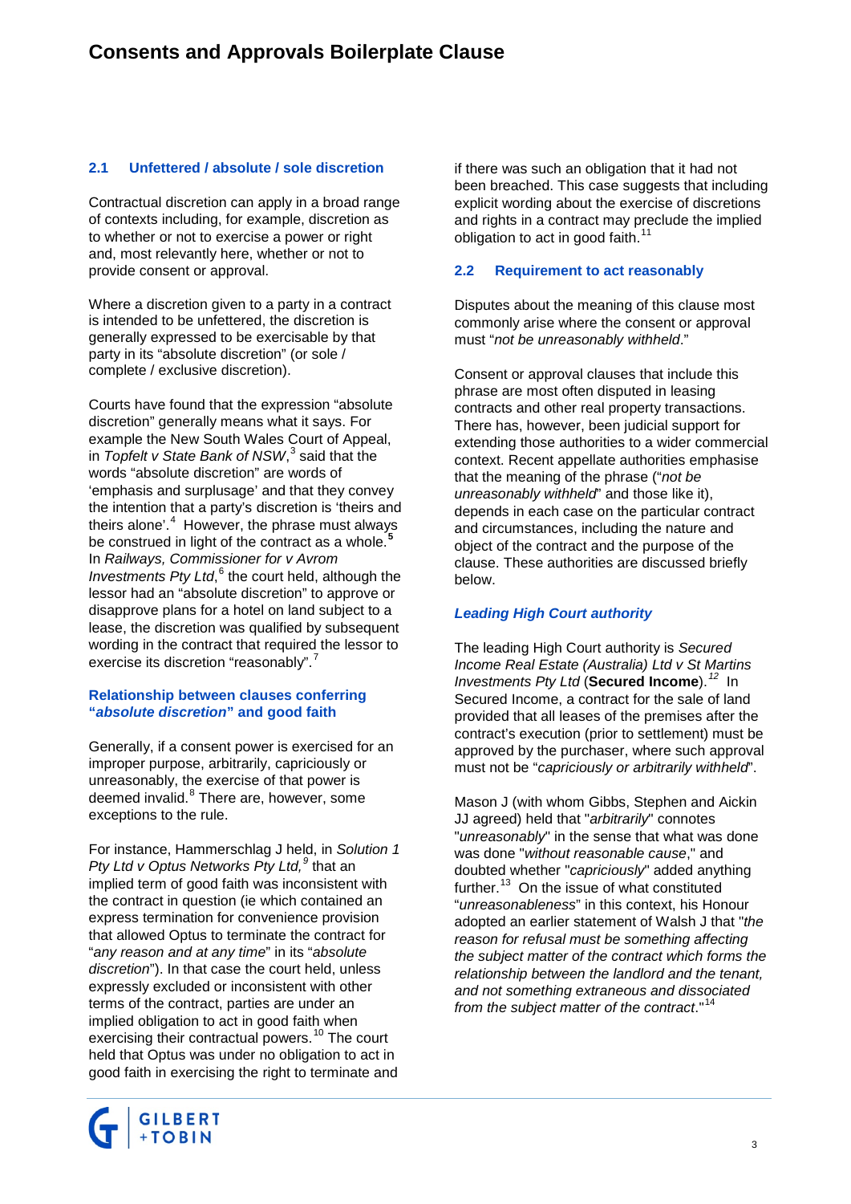### 2.1 Unfettered / absolute / sole discretion

Contractual discretion can apply in a broad range of contexts including, for example, discretion as to whether or not to exercise a power or right and, most relevantly here, whether or not to provide consent or approval.

Where a discretion given to a party in a contract is intended to be unfettered, the discretion is generally expressed to be exercisable by that party in its "absolute discretion" (or sole / complete / exclusive discretion).

Courts have found that the expression "absolute discretion" generally means what it says. For example the New South Wales Court of Appeal, in *Topfelt v State Bank of NSW*,[3] said that the words "absolute discretion" are words of 'emphasis and surplusage' and that they convey the intention that a party's discretion is 'theirs and theirs alone'.[4] However, the phrase must always be construed in light of the contract as a whole.[5] In *Railways, Commissioner for v Avrom Investments Pty Ltd*,[6] the court held, although the lessor had an "absolute discretion" to approve or disapprove plans for a hotel on land subject to a lease, the discretion was qualified by subsequent wording in the contract that required the lessor to exercise its discretion "reasonably".[7]

#### Relationship between clauses conferring "*absolute discretion*" and good faith

Generally, if a consent power is exercised for an improper purpose, arbitrarily, capriciously or unreasonably, the exercise of that power is deemed invalid.[8] There are, however, some exceptions to the rule.

For instance, Hammerschlag J held, in *Solution 1 Pty Ltd v Optus Networks Pty Ltd,*[9] that an implied term of good faith was inconsistent with the contract in question (ie which contained an express termination for convenience provision that allowed Optus to terminate the contract for "*any reason and at any time*" in its "*absolute discretion*"). In that case the court held, unless expressly excluded or inconsistent with other terms of the contract, parties are under an implied obligation to act in good faith when exercising their contractual powers.[10] The court held that Optus was under no obligation to act in good faith in exercising the right to terminate and if there was such an obligation that it had not been breached. This case suggests that including explicit wording about the exercise of discretions and rights in a contract may preclude the implied obligation to act in good faith.[11]

### 2.2 Requirement to act reasonably

Disputes about the meaning of this clause most commonly arise where the consent or approval must "*not be unreasonably withheld*."

Consent or approval clauses that include this phrase are most often disputed in leasing contracts and other real property transactions. There has, however, been judicial support for extending those authorities to a wider commercial context. Recent appellate authorities emphasise that the meaning of the phrase ("*not be unreasonably withheld*" and those like it), depends in each case on the particular contract and circumstances, including the nature and object of the contract and the purpose of the clause. These authorities are discussed briefly below.

#### *Leading High Court authority*

The leading High Court authority is *Secured Income Real Estate (Australia) Ltd v St Martins Investments Pty Ltd* (**Secured Income**).[12] In Secured Income, a contract for the sale of land provided that all leases of the premises after the contract's execution (prior to settlement) must be approved by the purchaser, where such approval must not be "*capriciously or arbitrarily withheld*".

Mason J (with whom Gibbs, Stephen and Aickin JJ agreed) held that "*arbitrarily*" connotes "*unreasonably*" in the sense that what was done was done "*without reasonable cause*," and doubted whether "*capriciously*" added anything further.[13] On the issue of what constituted "*unreasonableness*" in this context, his Honour adopted an earlier statement of Walsh J that "*the reason for refusal must be something affecting the subject matter of the contract which forms the relationship between the landlord and the tenant, and not something extraneous and dissociated from the subject matter of the contract*."[14]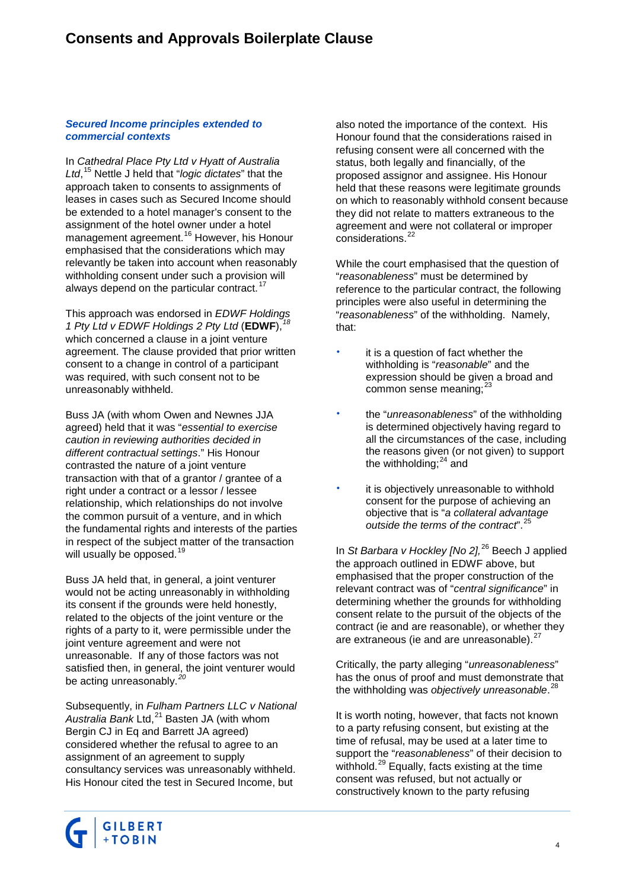### *Secured Income principles extended to commercial contexts*

In *Cathedral Place Pty Ltd v Hyatt of Australia Ltd*,[15] Nettle J held that "*logic dictates*" that the approach taken to consents to assignments of leases in cases such as Secured Income should be extended to a hotel manager's consent to the assignment of the hotel owner under a hotel management agreement.[16] However, his Honour emphasised that the considerations which may relevantly be taken into account when reasonably withholding consent under such a provision will always depend on the particular contract.[17]

This approach was endorsed in *EDWF Holdings 1 Pty Ltd v EDWF Holdings 2 Pty Ltd* (**EDWF**),[18] which concerned a clause in a joint venture agreement. The clause provided that prior written consent to a change in control of a participant was required, with such consent not to be unreasonably withheld.

Buss JA (with whom Owen and Newnes JJA agreed) held that it was "*essential to exercise caution in reviewing authorities decided in different contractual settings*." His Honour contrasted the nature of a joint venture transaction with that of a grantor / grantee of a right under a contract or a lessor / lessee relationship, which relationships do not involve the common pursuit of a venture, and in which the fundamental rights and interests of the parties in respect of the subject matter of the transaction will usually be opposed.[19]

Buss JA held that, in general, a joint venturer would not be acting unreasonably in withholding its consent if the grounds were held honestly, related to the objects of the joint venture or the rights of a party to it, were permissible under the joint venture agreement and were not unreasonable. If any of those factors was not satisfied then, in general, the joint venturer would be acting unreasonably.[20]

Subsequently, in *Fulham Partners LLC v National Australia Bank* Ltd,[21] Basten JA (with whom Bergin CJ in Eq and Barrett JA agreed) considered whether the refusal to agree to an assignment of an agreement to supply consultancy services was unreasonably withheld. His Honour cited the test in Secured Income, but also noted the importance of the context. His Honour found that the considerations raised in refusing consent were all concerned with the status, both legally and financially, of the proposed assignor and assignee. His Honour held that these reasons were legitimate grounds on which to reasonably withhold consent because they did not relate to matters extraneous to the agreement and were not collateral or improper considerations.[22]

While the court emphasised that the question of "*reasonableness*" must be determined by reference to the particular contract, the following principles were also useful in determining the "*reasonableness*" of the withholding. Namely, that:

- it is a question of fact whether the withholding is "*reasonable*" and the expression should be given a broad and common sense meaning;[23]
- the "*unreasonableness*" of the withholding is determined objectively having regard to all the circumstances of the case, including the reasons given (or not given) to support the withholding;[24] and
- it is objectively unreasonable to withhold consent for the purpose of achieving an objective that is "*a collateral advantage outside the terms of the contract*".[25]

In *St Barbara v Hockley [No 2],*[26] Beech J applied the approach outlined in EDWF above, but emphasised that the proper construction of the relevant contract was of "*central significance*" in determining whether the grounds for withholding consent relate to the pursuit of the objects of the contract (ie and are reasonable), or whether they are extraneous (ie and are unreasonable).[27]

Critically, the party alleging "*unreasonableness*" has the onus of proof and must demonstrate that the withholding was *objectively unreasonable*.[28]

It is worth noting, however, that facts not known to a party refusing consent, but existing at the time of refusal, may be used at a later time to support the "*reasonableness*" of their decision to withhold.[29] Equally, facts existing at the time consent was refused, but not actually or constructively known to the party refusing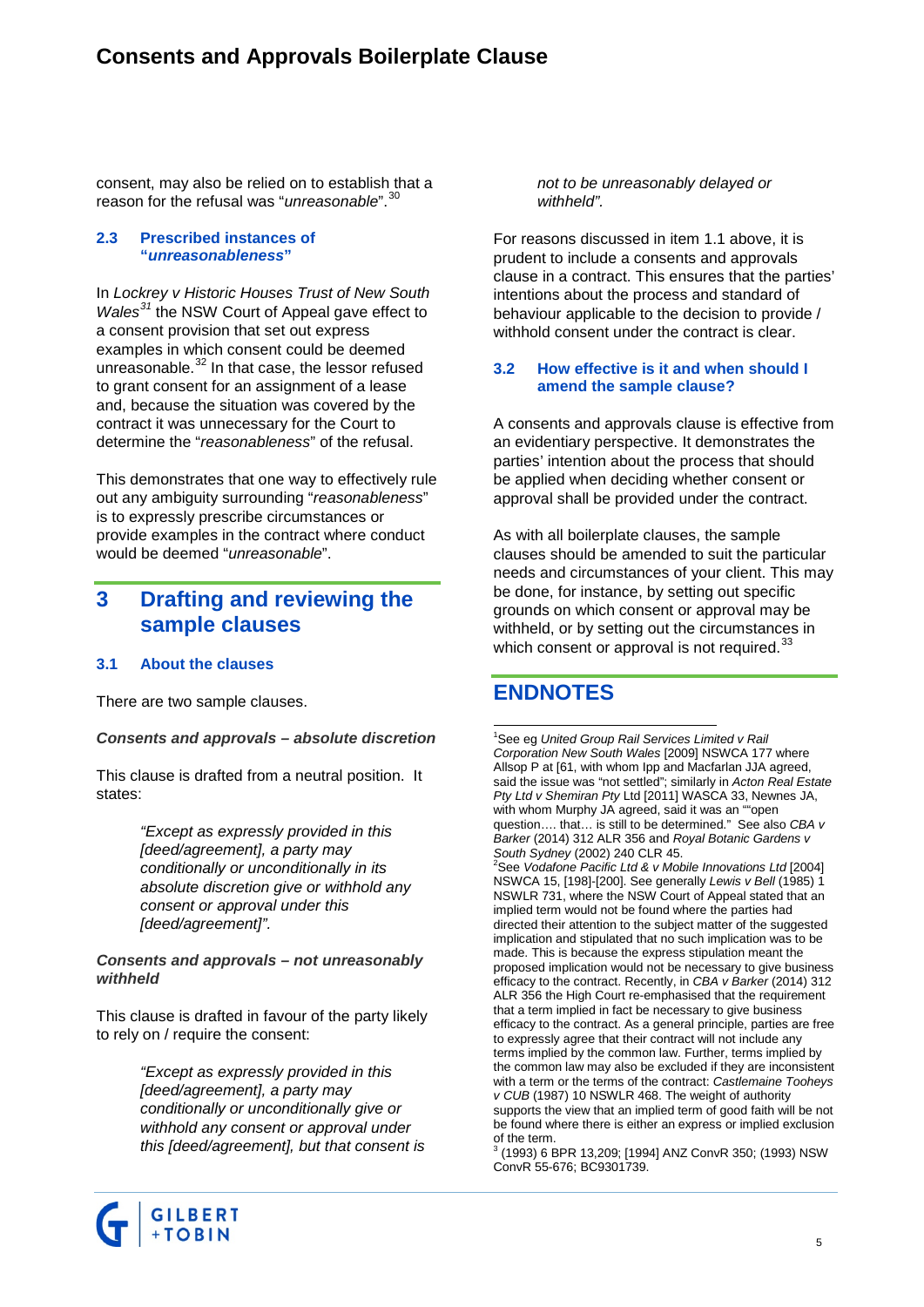consent, may also be relied on to establish that a reason for the refusal was "*unreasonable*".[30]

### 2.3 Prescribed instances of "*unreasonableness*"

In *Lockrey v Historic Houses Trust of New South Wales*[31] the NSW Court of Appeal gave effect to a consent provision that set out express examples in which consent could be deemed unreasonable.[32] In that case, the lessor refused to grant consent for an assignment of a lease and, because the situation was covered by the contract it was unnecessary for the Court to determine the "*reasonableness*" of the refusal.

This demonstrates that one way to effectively rule out any ambiguity surrounding "*reasonableness*" is to expressly prescribe circumstances or provide examples in the contract where conduct would be deemed "*unreasonable*".

## 3 Drafting and reviewing the sample clauses

### 3.1 About the clauses

There are two sample clauses.

***Consents and approvals – absolute discretion***

This clause is drafted from a neutral position. It states:

> *"Except as expressly provided in this [deed/agreement], a party may conditionally or unconditionally in its absolute discretion give or withhold any consent or approval under this [deed/agreement]".*

***Consents and approvals – not unreasonably withheld***

This clause is drafted in favour of the party likely to rely on / require the consent:

> *"Except as expressly provided in this [deed/agreement], a party may conditionally or unconditionally give or withhold any consent or approval under this [deed/agreement], but that consent is not to be unreasonably delayed or withheld".*

For reasons discussed in item 1.1 above, it is prudent to include a consents and approvals clause in a contract. This ensures that the parties' intentions about the process and standard of behaviour applicable to the decision to provide / withhold consent under the contract is clear.

### 3.2 How effective is it and when should I amend the sample clause?

A consents and approvals clause is effective from an evidentiary perspective. It demonstrates the parties' intention about the process that should be applied when deciding whether consent or approval shall be provided under the contract.

As with all boilerplate clauses, the sample clauses should be amended to suit the particular needs and circumstances of your client. This may be done, for instance, by setting out specific grounds on which consent or approval may be withheld, or by setting out the circumstances in which consent or approval is not required.[33]

## ENDNOTES

[1] See eg *United Group Rail Services Limited v Rail Corporation New South Wales* [2009] NSWCA 177 where Allsop P at [61, with whom Ipp and Macfarlan JJA agreed, said the issue was "not settled"; similarly in *Acton Real Estate Pty Ltd v Shemiran Pty* Ltd [2011] WASCA 33, Newnes JA, with whom Murphy JA agreed, said it was an ""open question…. that… is still to be determined." See also *CBA v Barker* (2014) 312 ALR 356 and *Royal Botanic Gardens v South Sydney* (2002) 240 CLR 45.

[2] See *Vodafone Pacific Ltd & v Mobile Innovations Ltd* [2004] NSWCA 15, [198]-[200]. See generally *Lewis v Bell* (1985) 1 NSWLR 731, where the NSW Court of Appeal stated that an implied term would not be found where the parties had directed their attention to the subject matter of the suggested implication and stipulated that no such implication was to be made. This is because the express stipulation meant the proposed implication would not be necessary to give business efficacy to the contract. Recently, in *CBA v Barker* (2014) 312 ALR 356 the High Court re-emphasised that the requirement that a term implied in fact be necessary to give business efficacy to the contract. As a general principle, parties are free to expressly agree that their contract will not include any terms implied by the common law. Further, terms implied by the common law may also be excluded if they are inconsistent with a term or the terms of the contract: *Castlemaine Tooheys v CUB* (1987) 10 NSWLR 468. The weight of authority supports the view that an implied term of good faith will be not be found where there is either an express or implied exclusion of the term.

[3] (1993) 6 BPR 13,209; [1994] ANZ ConvR 350; (1993) NSW ConvR 55-676; BC9301739.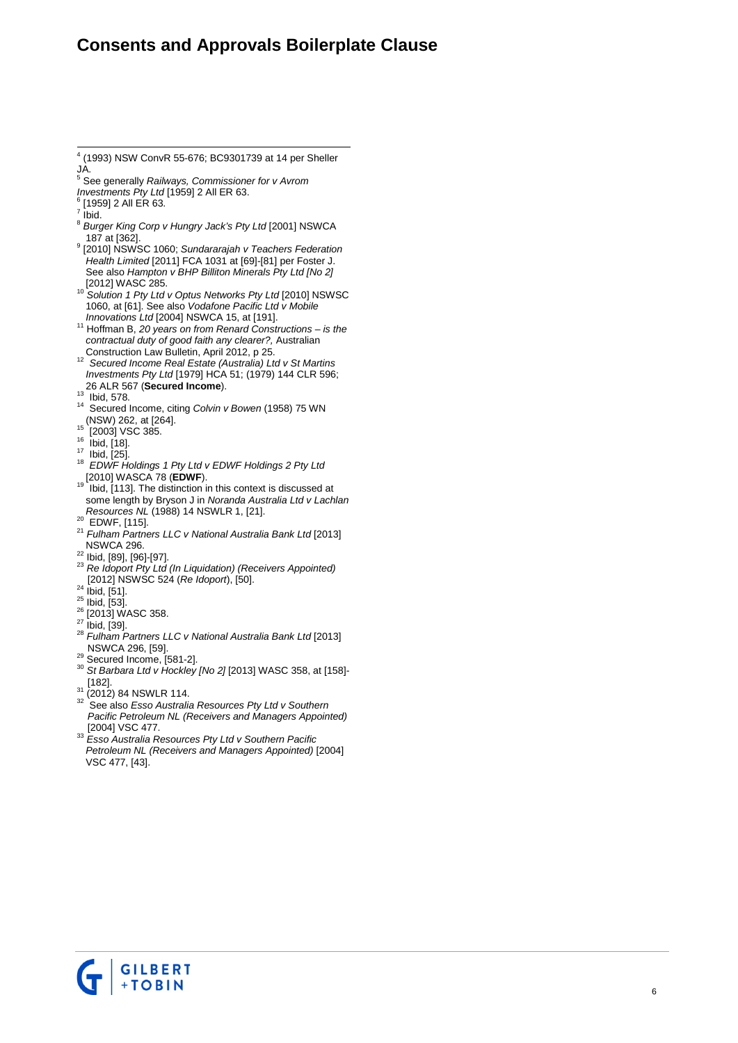# Consents and Approvals Boilerplate Clause

[4] (1993) NSW ConvR 55-676; BC9301739 at 14 per Sheller JA.

[5] See generally *Railways, Commissioner for v Avrom Investments Pty Ltd* [1959] 2 All ER 63.

[6] [1959] 2 All ER 63.

[7] Ibid.

[8] *Burger King Corp v Hungry Jack's Pty Ltd* [2001] NSWCA 187 at [362].

[9] [2010] NSWSC 1060; *Sundararajah v Teachers Federation Health Limited* [2011] FCA 1031 at [69]-[81] per Foster J. See also *Hampton v BHP Billiton Minerals Pty Ltd [No 2]* [2012] WASC 285.

[10] *Solution 1 Pty Ltd v Optus Networks Pty Ltd* [2010] NSWSC 1060, at [61]. See also *Vodafone Pacific Ltd v Mobile Innovations Ltd* [2004] NSWCA 15, at [191].

[11] Hoffman B, *20 years on from Renard Constructions – is the contractual duty of good faith any clearer?,* Australian Construction Law Bulletin, April 2012, p 25.

[12] *Secured Income Real Estate (Australia) Ltd v St Martins Investments Pty Ltd* [1979] HCA 51; (1979) 144 CLR 596; 26 ALR 567 (**Secured Income**).

[13] Ibid, 578.

[14] Secured Income, citing *Colvin v Bowen* (1958) 75 WN (NSW) 262, at [264].

[15] [2003] VSC 385.

[16] Ibid, [18].

[17] Ibid, [25].

[18] *EDWF Holdings 1 Pty Ltd v EDWF Holdings 2 Pty Ltd* [2010] WASCA 78 (**EDWF**).

[19] Ibid, [113]. The distinction in this context is discussed at some length by Bryson J in *Noranda Australia Ltd v Lachlan Resources NL* (1988) 14 NSWLR 1, [21].

[20] EDWF, [115].

[21] *Fulham Partners LLC v National Australia Bank Ltd* [2013] NSWCA 296.

[22] Ibid, [89], [96]-[97].

[23] *Re Idoport Pty Ltd (In Liquidation) (Receivers Appointed)* [2012] NSWSC 524 (*Re Idoport*), [50].

[24] Ibid, [51].

[25] Ibid, [53].

[26] [2013] WASC 358.

[27] Ibid, [39].

[28] *Fulham Partners LLC v National Australia Bank Ltd* [2013] NSWCA 296, [59].

[29] Secured Income, [581-2].

[30] *St Barbara Ltd v Hockley [No 2]* [2013] WASC 358, at [158]-[182].

[31] (2012) 84 NSWLR 114.

[32] See also *Esso Australia Resources Pty Ltd v Southern Pacific Petroleum NL (Receivers and Managers Appointed)* [2004] VSC 477.

[33] *Esso Australia Resources Pty Ltd v Southern Pacific Petroleum NL (Receivers and Managers Appointed)* [2004] VSC 477, [43].